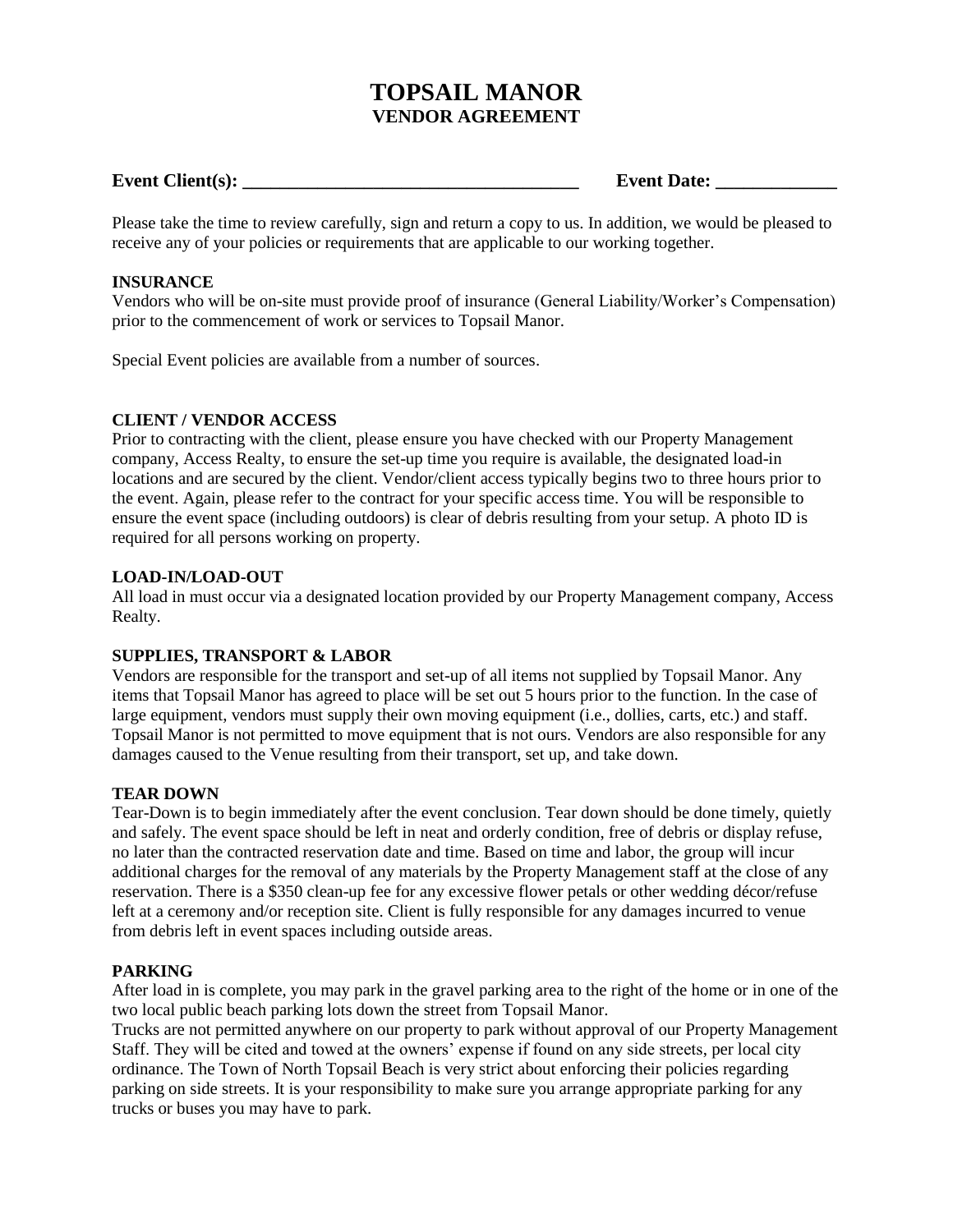# TOPSAIL MANOR
## VENDOR AGREEMENT

**Event Client(s): ____________________________________** **Event Date: _____________**

Please take the time to review carefully, sign and return a copy to us. In addition, we would be pleased to receive any of your policies or requirements that are applicable to our working together.

**INSURANCE**

Vendors who will be on-site must provide proof of insurance (General Liability/Worker's Compensation) prior to the commencement of work or services to Topsail Manor.

Special Event policies are available from a number of sources.

**CLIENT / VENDOR ACCESS**

Prior to contracting with the client, please ensure you have checked with our Property Management company, Access Realty, to ensure the set-up time you require is available, the designated load-in locations and are secured by the client. Vendor/client access typically begins two to three hours prior to the event. Again, please refer to the contract for your specific access time. You will be responsible to ensure the event space (including outdoors) is clear of debris resulting from your setup. A photo ID is required for all persons working on property.

**LOAD-IN/LOAD-OUT**

All load in must occur via a designated location provided by our Property Management company, Access Realty.

**SUPPLIES, TRANSPORT & LABOR**

Vendors are responsible for the transport and set-up of all items not supplied by Topsail Manor. Any items that Topsail Manor has agreed to place will be set out 5 hours prior to the function. In the case of large equipment, vendors must supply their own moving equipment (i.e., dollies, carts, etc.) and staff. Topsail Manor is not permitted to move equipment that is not ours. Vendors are also responsible for any damages caused to the Venue resulting from their transport, set up, and take down.

**TEAR DOWN**

Tear-Down is to begin immediately after the event conclusion. Tear down should be done timely, quietly and safely. The event space should be left in neat and orderly condition, free of debris or display refuse, no later than the contracted reservation date and time. Based on time and labor, the group will incur additional charges for the removal of any materials by the Property Management staff at the close of any reservation. There is a $350 clean-up fee for any excessive flower petals or other wedding décor/refuse left at a ceremony and/or reception site. Client is fully responsible for any damages incurred to venue from debris left in event spaces including outside areas.

**PARKING**

After load in is complete, you may park in the gravel parking area to the right of the home or in one of the two local public beach parking lots down the street from Topsail Manor.

Trucks are not permitted anywhere on our property to park without approval of our Property Management Staff. They will be cited and towed at the owners' expense if found on any side streets, per local city ordinance. The Town of North Topsail Beach is very strict about enforcing their policies regarding parking on side streets. It is your responsibility to make sure you arrange appropriate parking for any trucks or buses you may have to park.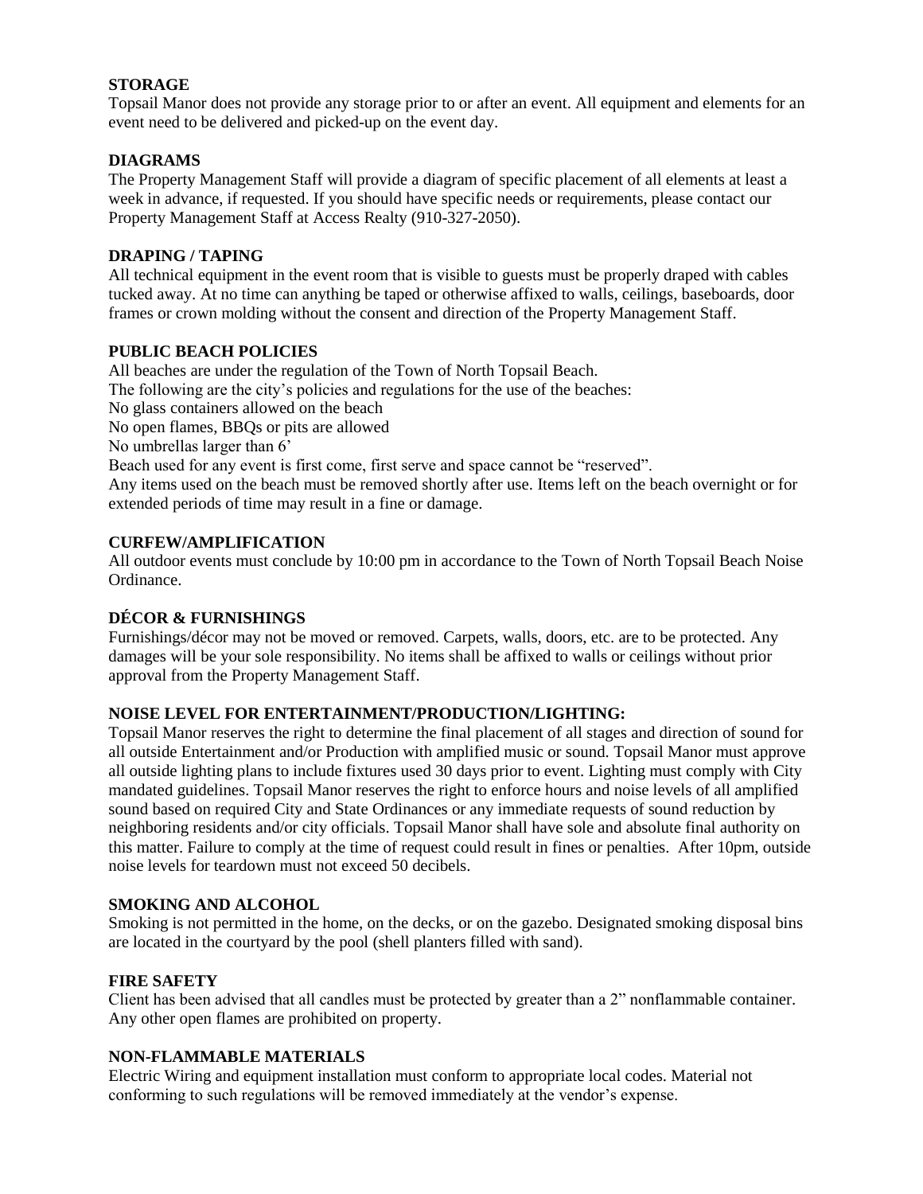**STORAGE**

Topsail Manor does not provide any storage prior to or after an event. All equipment and elements for an event need to be delivered and picked-up on the event day.

**DIAGRAMS**

The Property Management Staff will provide a diagram of specific placement of all elements at least a week in advance, if requested. If you should have specific needs or requirements, please contact our Property Management Staff at Access Realty (910-327-2050).

**DRAPING / TAPING**

All technical equipment in the event room that is visible to guests must be properly draped with cables tucked away. At no time can anything be taped or otherwise affixed to walls, ceilings, baseboards, door frames or crown molding without the consent and direction of the Property Management Staff.

**PUBLIC BEACH POLICIES**

All beaches are under the regulation of the Town of North Topsail Beach.
The following are the city's policies and regulations for the use of the beaches:
No glass containers allowed on the beach
No open flames, BBQs or pits are allowed
No umbrellas larger than 6'
Beach used for any event is first come, first serve and space cannot be "reserved".
Any items used on the beach must be removed shortly after use. Items left on the beach overnight or for extended periods of time may result in a fine or damage.

**CURFEW/AMPLIFICATION**

All outdoor events must conclude by 10:00 pm in accordance to the Town of North Topsail Beach Noise Ordinance.

**DÉCOR & FURNISHINGS**

Furnishings/décor may not be moved or removed. Carpets, walls, doors, etc. are to be protected. Any damages will be your sole responsibility. No items shall be affixed to walls or ceilings without prior approval from the Property Management Staff.

**NOISE LEVEL FOR ENTERTAINMENT/PRODUCTION/LIGHTING:**

Topsail Manor reserves the right to determine the final placement of all stages and direction of sound for all outside Entertainment and/or Production with amplified music or sound. Topsail Manor must approve all outside lighting plans to include fixtures used 30 days prior to event. Lighting must comply with City mandated guidelines. Topsail Manor reserves the right to enforce hours and noise levels of all amplified sound based on required City and State Ordinances or any immediate requests of sound reduction by neighboring residents and/or city officials. Topsail Manor shall have sole and absolute final authority on this matter. Failure to comply at the time of request could result in fines or penalties. After 10pm, outside noise levels for teardown must not exceed 50 decibels.

**SMOKING AND ALCOHOL**

Smoking is not permitted in the home, on the decks, or on the gazebo. Designated smoking disposal bins are located in the courtyard by the pool (shell planters filled with sand).

**FIRE SAFETY**

Client has been advised that all candles must be protected by greater than a 2" nonflammable container. Any other open flames are prohibited on property.

**NON-FLAMMABLE MATERIALS**

Electric Wiring and equipment installation must conform to appropriate local codes. Material not conforming to such regulations will be removed immediately at the vendor's expense.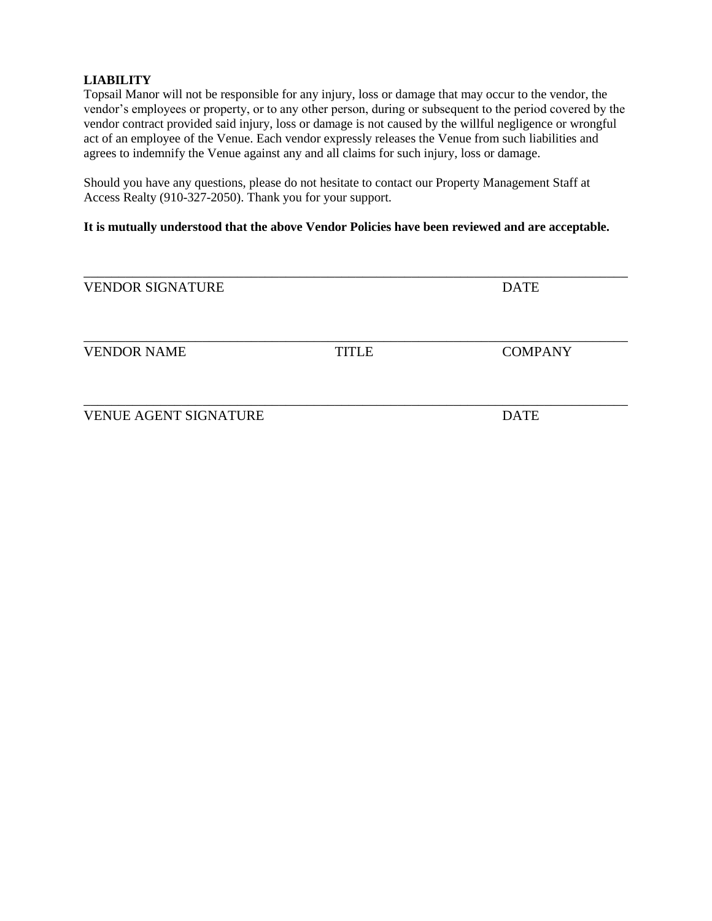**LIABILITY**

Topsail Manor will not be responsible for any injury, loss or damage that may occur to the vendor, the vendor's employees or property, or to any other person, during or subsequent to the period covered by the vendor contract provided said injury, loss or damage is not caused by the willful negligence or wrongful act of an employee of the Venue. Each vendor expressly releases the Venue from such liabilities and agrees to indemnify the Venue against any and all claims for such injury, loss or damage.

Should you have any questions, please do not hesitate to contact our Property Management Staff at Access Realty (910-327-2050). Thank you for your support.

**It is mutually understood that the above Vendor Policies have been reviewed and are acceptable.**

\_\_\_\_\_\_\_\_\_\_\_\_\_\_\_\_\_\_\_\_\_\_\_\_\_\_\_\_\_\_\_\_\_\_\_\_\_\_\_\_\_\_\_\_\_\_\_\_\_\_\_\_\_\_\_\_\_\_\_\_\_\_\_\_\_\_\_\_\_\_\_\_

VENDOR SIGNATURE DATE

\_\_\_\_\_\_\_\_\_\_\_\_\_\_\_\_\_\_\_\_\_\_\_\_\_\_\_\_\_\_\_\_\_\_\_\_\_\_\_\_\_\_\_\_\_\_\_\_\_\_\_\_\_\_\_\_\_\_\_\_\_\_\_\_\_\_\_\_\_\_\_\_

VENDOR NAME TITLE COMPANY

\_\_\_\_\_\_\_\_\_\_\_\_\_\_\_\_\_\_\_\_\_\_\_\_\_\_\_\_\_\_\_\_\_\_\_\_\_\_\_\_\_\_\_\_\_\_\_\_\_\_\_\_\_\_\_\_\_\_\_\_\_\_\_\_\_\_\_\_\_\_\_\_

VENUE AGENT SIGNATURE DATE